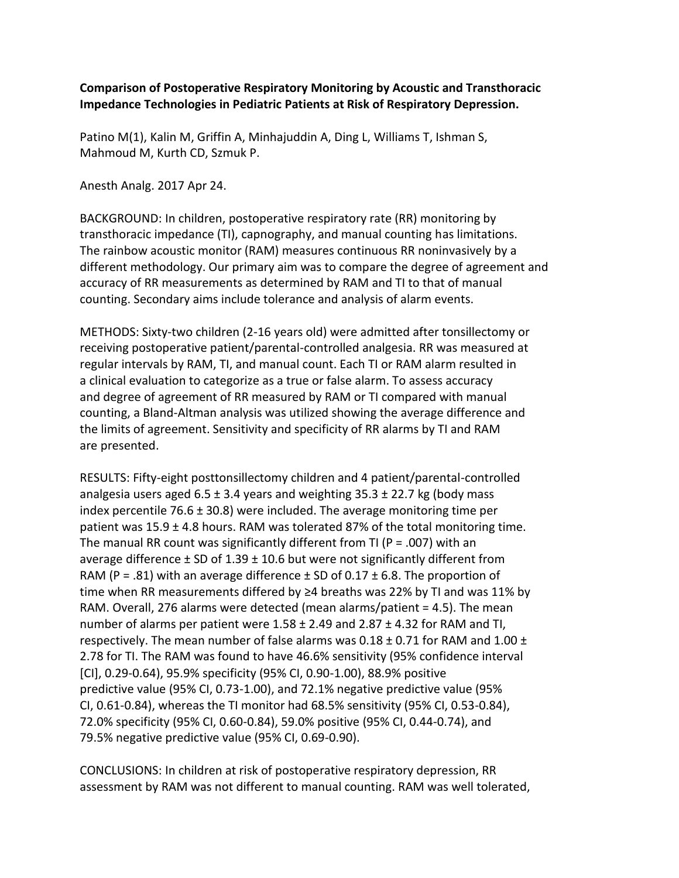**Comparison of Postoperative Respiratory Monitoring by Acoustic and Transthoracic Impedance Technologies in Pediatric Patients at Risk of Respiratory Depression.**

Patino M(1), Kalin M, Griffin A, Minhajuddin A, Ding L, Williams T, Ishman S, Mahmoud M, Kurth CD, Szmuk P.

Anesth Analg. 2017 Apr 24.

BACKGROUND: In children, postoperative respiratory rate (RR) monitoring by transthoracic impedance (TI), capnography, and manual counting has limitations. The rainbow acoustic monitor (RAM) measures continuous RR noninvasively by a different methodology. Our primary aim was to compare the degree of agreement and accuracy of RR measurements as determined by RAM and TI to that of manual counting. Secondary aims include tolerance and analysis of alarm events.

METHODS: Sixty-two children (2-16 years old) were admitted after tonsillectomy or receiving postoperative patient/parental-controlled analgesia. RR was measured at regular intervals by RAM, TI, and manual count. Each TI or RAM alarm resulted in a clinical evaluation to categorize as a true or false alarm. To assess accuracy and degree of agreement of RR measured by RAM or TI compared with manual counting, a Bland-Altman analysis was utilized showing the average difference and the limits of agreement. Sensitivity and specificity of RR alarms by TI and RAM are presented.

RESULTS: Fifty-eight posttonsillectomy children and 4 patient/parental-controlled analgesia users aged 6.5 ± 3.4 years and weighting 35.3 ± 22.7 kg (body mass index percentile 76.6 ± 30.8) were included. The average monitoring time per patient was 15.9 ± 4.8 hours. RAM was tolerated 87% of the total monitoring time. The manual RR count was significantly different from TI ($P = .007$) with an average difference ± SD of 1.39 ± 10.6 but were not significantly different from RAM ($P = .81$) with an average difference ± SD of 0.17 ± 6.8. The proportion of time when RR measurements differed by ≥4 breaths was 22% by TI and was 11% by RAM. Overall, 276 alarms were detected (mean alarms/patient = 4.5). The mean number of alarms per patient were 1.58 ± 2.49 and 2.87 ± 4.32 for RAM and TI, respectively. The mean number of false alarms was 0.18 ± 0.71 for RAM and 1.00 ± 2.78 for TI. The RAM was found to have 46.6% sensitivity (95% confidence interval [CI], 0.29-0.64), 95.9% specificity (95% CI, 0.90-1.00), 88.9% positive predictive value (95% CI, 0.73-1.00), and 72.1% negative predictive value (95% CI, 0.61-0.84), whereas the TI monitor had 68.5% sensitivity (95% CI, 0.53-0.84), 72.0% specificity (95% CI, 0.60-0.84), 59.0% positive (95% CI, 0.44-0.74), and 79.5% negative predictive value (95% CI, 0.69-0.90).

CONCLUSIONS: In children at risk of postoperative respiratory depression, RR assessment by RAM was not different to manual counting. RAM was well tolerated,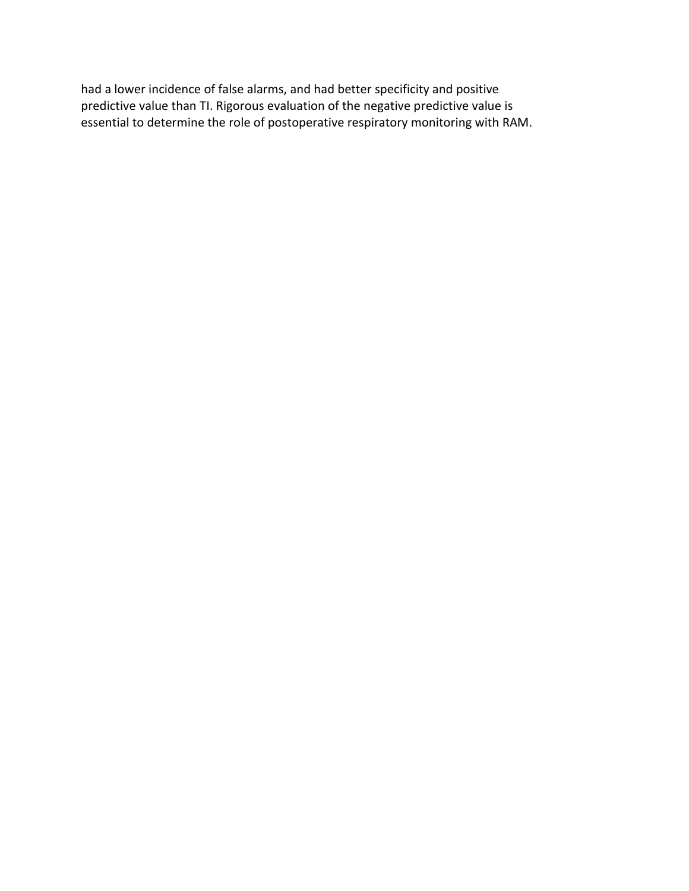had a lower incidence of false alarms, and had better specificity and positive predictive value than TI. Rigorous evaluation of the negative predictive value is essential to determine the role of postoperative respiratory monitoring with RAM.